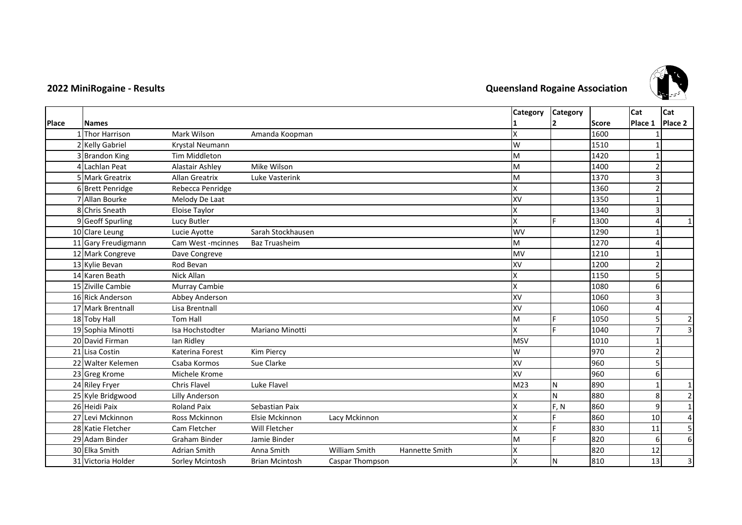## 2022 MiniRogaine - Results

## Queensland Rogaine Association

| Place | Names | | | | | Category 1 | Category 2 | Score | Cat Place 1 | Cat Place 2 |
|---|---|---|---|---|---|---|---|---|---|---|
| 1 | Thor Harrison | Mark Wilson | Amanda Koopman | | | X | | 1600 | 1 | |
| 2 | Kelly Gabriel | Krystal Neumann | | | | W | | 1510 | 1 | |
| 3 | Brandon King | Tim Middleton | | | | M | | 1420 | 1 | |
| 4 | Lachlan Peat | Alastair Ashley | Mike Wilson | | | M | | 1400 | 2 | |
| 5 | Mark Greatrix | Allan Greatrix | Luke Vasterink | | | M | | 1370 | 3 | |
| 6 | Brett Penridge | Rebecca Penridge | | | | X | | 1360 | 2 | |
| 7 | Allan Bourke | Melody De Laat | | | | XV | | 1350 | 1 | |
| 8 | Chris Sneath | Eloise Taylor | | | | X | | 1340 | 3 | |
| 9 | Geoff Spurling | Lucy Butler | | | | X | F | 1300 | 4 | 1 |
| 10 | Clare Leung | Lucie Ayotte | Sarah Stockhausen | | | WV | | 1290 | 1 | |
| 11 | Gary Freudigmann | Cam West -mcinnes | Baz Truasheim | | | M | | 1270 | 4 | |
| 12 | Mark Congreve | Dave Congreve | | | | MV | | 1210 | 1 | |
| 13 | Kylie Bevan | Rod Bevan | | | | XV | | 1200 | 2 | |
| 14 | Karen Beath | Nick Allan | | | | X | | 1150 | 5 | |
| 15 | Ziville Cambie | Murray Cambie | | | | X | | 1080 | 6 | |
| 16 | Rick Anderson | Abbey Anderson | | | | XV | | 1060 | 3 | |
| 17 | Mark Brentnall | Lisa Brentnall | | | | XV | | 1060 | 4 | |
| 18 | Toby Hall | Tom Hall | | | | M | F | 1050 | 5 | 2 |
| 19 | Sophia Minotti | Isa Hochstodter | Mariano Minotti | | | X | F | 1040 | 7 | 3 |
| 20 | David Firman | Ian Ridley | | | | MSV | | 1010 | 1 | |
| 21 | Lisa Costin | Katerina Forest | Kim Piercy | | | W | | 970 | 2 | |
| 22 | Walter Kelemen | Csaba Kormos | Sue Clarke | | | XV | | 960 | 5 | |
| 23 | Greg Krome | Michele Krome | | | | XV | | 960 | 6 | |
| 24 | Riley Fryer | Chris Flavel | Luke Flavel | | | M23 | N | 890 | 1 | 1 |
| 25 | Kyle Bridgwood | Lilly Anderson | | | | X | N | 880 | 8 | 2 |
| 26 | Heidi Paix | Roland Paix | Sebastian Paix | | | X | F, N | 860 | 9 | 1 |
| 27 | Levi Mckinnon | Ross Mckinnon | Elsie Mckinnon | Lacy Mckinnon | | X | F | 860 | 10 | 4 |
| 28 | Katie Fletcher | Cam Fletcher | Will Fletcher | | | X | F | 830 | 11 | 5 |
| 29 | Adam Binder | Graham Binder | Jamie Binder | | | M | F | 820 | 6 | 6 |
| 30 | Elka Smith | Adrian Smith | Anna Smith | William Smith | Hannette Smith | X | | 820 | 12 | |
| 31 | Victoria Holder | Sorley Mcintosh | Brian Mcintosh | Caspar Thompson | | X | N | 810 | 13 | 3 |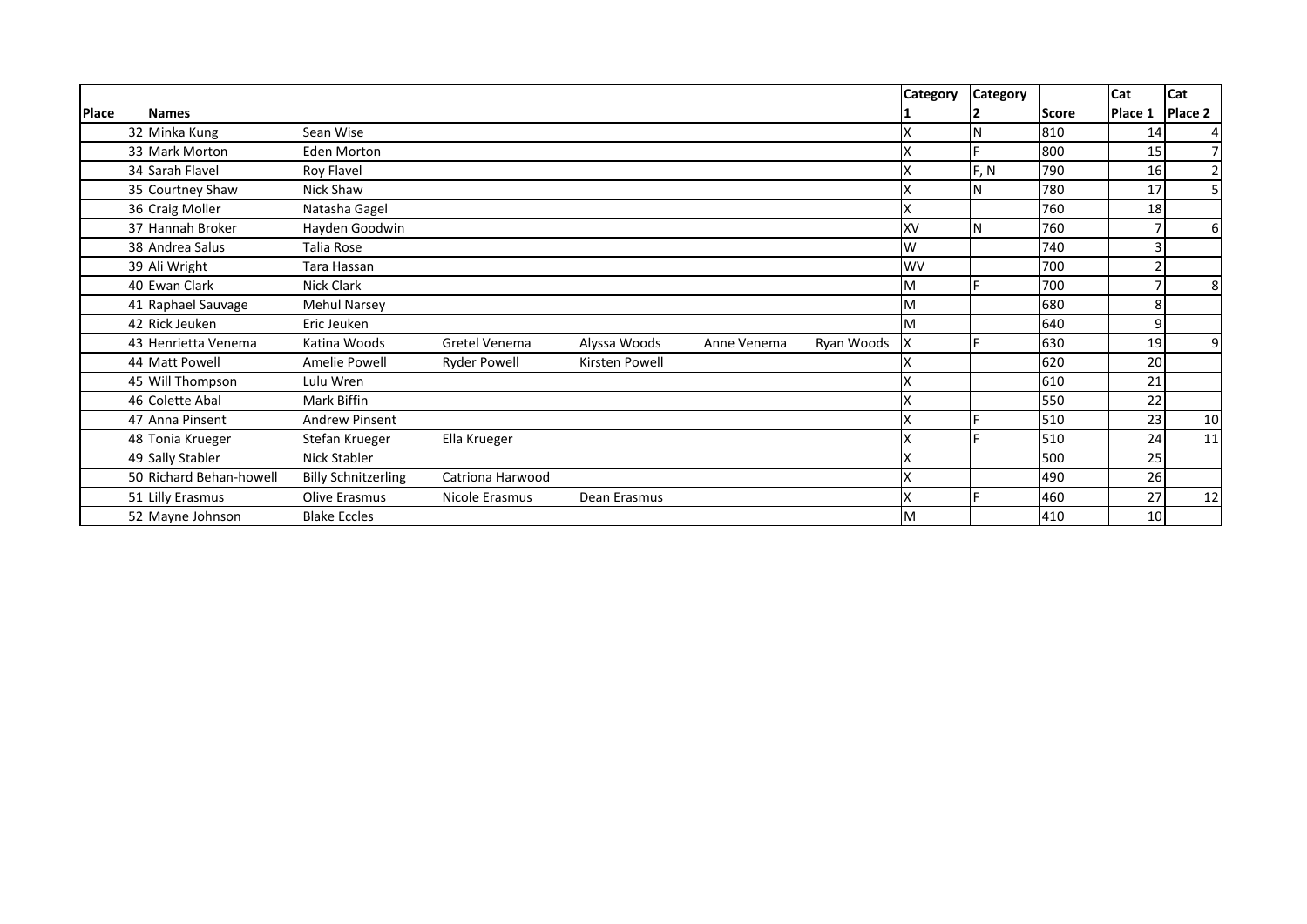| Place | Names | | | | | | Category 1 | Category 2 | Score | Cat Place 1 | Cat Place 2 |
|---|---|---|---|---|---|---|---|---|---|---|---|
| 32 | Minka Kung | Sean Wise | | | | | X | N | 810 | 14 | 4 |
| 33 | Mark Morton | Eden Morton | | | | | X | F | 800 | 15 | 7 |
| 34 | Sarah Flavel | Roy Flavel | | | | | X | F, N | 790 | 16 | 2 |
| 35 | Courtney Shaw | Nick Shaw | | | | | X | N | 780 | 17 | 5 |
| 36 | Craig Moller | Natasha Gagel | | | | | X | | 760 | 18 | |
| 37 | Hannah Broker | Hayden Goodwin | | | | | XV | N | 760 | 7 | 6 |
| 38 | Andrea Salus | Talia Rose | | | | | W | | 740 | 3 | |
| 39 | Ali Wright | Tara Hassan | | | | | WV | | 700 | 2 | |
| 40 | Ewan Clark | Nick Clark | | | | | M | F | 700 | 7 | 8 |
| 41 | Raphael Sauvage | Mehul Narsey | | | | | M | | 680 | 8 | |
| 42 | Rick Jeuken | Eric Jeuken | | | | | M | | 640 | 9 | |
| 43 | Henrietta Venema | Katina Woods | Gretel Venema | Alyssa Woods | Anne Venema | Ryan Woods | X | F | 630 | 19 | 9 |
| 44 | Matt Powell | Amelie Powell | Ryder Powell | Kirsten Powell | | | X | | 620 | 20 | |
| 45 | Will Thompson | Lulu Wren | | | | | X | | 610 | 21 | |
| 46 | Colette Abal | Mark Biffin | | | | | X | | 550 | 22 | |
| 47 | Anna Pinsent | Andrew Pinsent | | | | | X | F | 510 | 23 | 10 |
| 48 | Tonia Krueger | Stefan Krueger | Ella Krueger | | | | X | F | 510 | 24 | 11 |
| 49 | Sally Stabler | Nick Stabler | | | | | X | | 500 | 25 | |
| 50 | Richard Behan-howell | Billy Schnitzerling | Catriona Harwood | | | | X | | 490 | 26 | |
| 51 | Lilly Erasmus | Olive Erasmus | Nicole Erasmus | Dean Erasmus | | | X | F | 460 | 27 | 12 |
| 52 | Mayne Johnson | Blake Eccles | | | | | M | | 410 | 10 | |